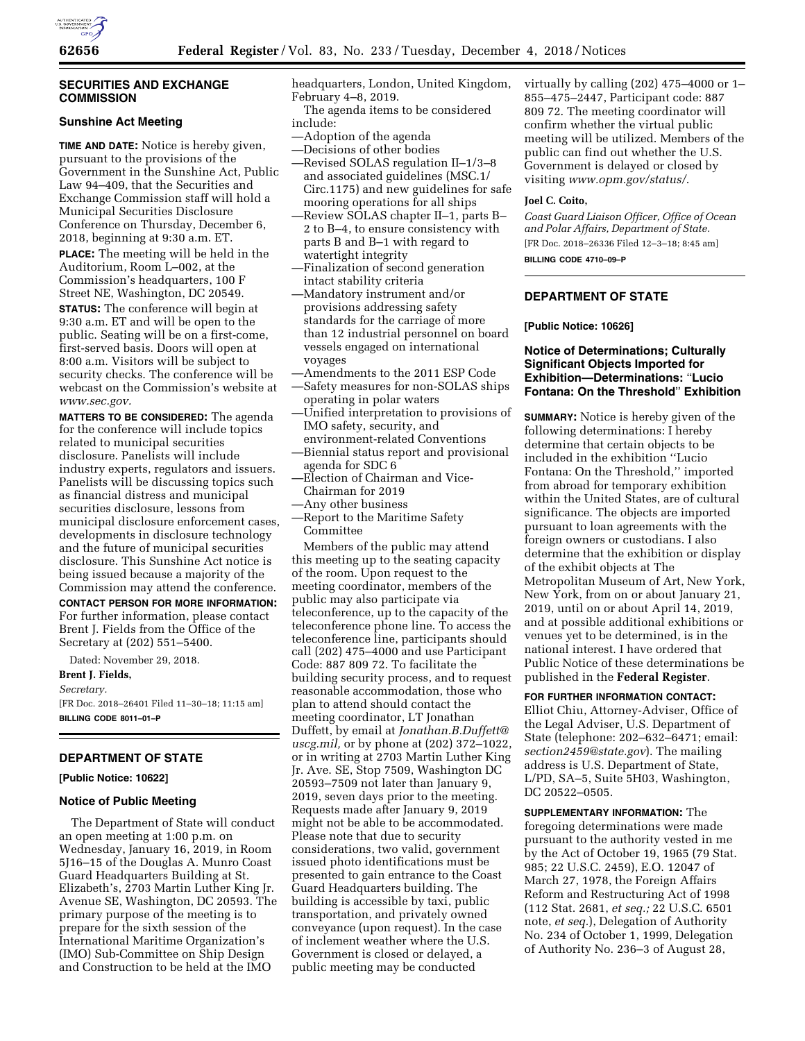## SECURITIES AND EXCHANGE COMMISSION

### Sunshine Act Meeting

**TIME AND DATE:** Notice is hereby given, pursuant to the provisions of the Government in the Sunshine Act, Public Law 94–409, that the Securities and Exchange Commission staff will hold a Municipal Securities Disclosure Conference on Thursday, December 6, 2018, beginning at 9:30 a.m. ET.

**PLACE:** The meeting will be held in the Auditorium, Room L–002, at the Commission's headquarters, 100 F Street NE, Washington, DC 20549.

**STATUS:** The conference will begin at 9:30 a.m. ET and will be open to the public. Seating will be on a first-come, first-served basis. Doors will open at 8:00 a.m. Visitors will be subject to security checks. The conference will be webcast on the Commission's website at *www.sec.gov*.

**MATTERS TO BE CONSIDERED:** The agenda for the conference will include topics related to municipal securities disclosure. Panelists will include industry experts, regulators and issuers. Panelists will be discussing topics such as financial distress and municipal securities disclosure, lessons from municipal disclosure enforcement cases, developments in disclosure technology and the future of municipal securities disclosure. This Sunshine Act notice is being issued because a majority of the Commission may attend the conference.

**CONTACT PERSON FOR MORE INFORMATION:** For further information, please contact Brent J. Fields from the Office of the Secretary at (202) 551–5400.

Dated: November 29, 2018.

**Brent J. Fields,**

*Secretary.*

[FR Doc. 2018–26401 Filed 11–30–18; 11:15 am]

**BILLING CODE 8011–01–P**

## DEPARTMENT OF STATE

**[Public Notice: 10622]**

### Notice of Public Meeting

The Department of State will conduct an open meeting at 1:00 p.m. on Wednesday, January 16, 2019, in Room 5J16–15 of the Douglas A. Munro Coast Guard Headquarters Building at St. Elizabeth's, 2703 Martin Luther King Jr. Avenue SE, Washington, DC 20593. The primary purpose of the meeting is to prepare for the sixth session of the International Maritime Organization's (IMO) Sub-Committee on Ship Design and Construction to be held at the IMO headquarters, London, United Kingdom, February 4–8, 2019.

The agenda items to be considered include:

—Adoption of the agenda
—Decisions of other bodies
—Revised SOLAS regulation II–1/3–8 and associated guidelines (MSC.1/Circ.1175) and new guidelines for safe mooring operations for all ships
—Review SOLAS chapter II–1, parts B–2 to B–4, to ensure consistency with parts B and B–1 with regard to watertight integrity
—Finalization of second generation intact stability criteria
—Mandatory instrument and/or provisions addressing safety standards for the carriage of more than 12 industrial personnel on board vessels engaged on international voyages
—Amendments to the 2011 ESP Code
—Safety measures for non-SOLAS ships operating in polar waters
—Unified interpretation to provisions of IMO safety, security, and environment-related Conventions
—Biennial status report and provisional agenda for SDC 6
—Election of Chairman and Vice-Chairman for 2019
—Any other business
—Report to the Maritime Safety Committee

Members of the public may attend this meeting up to the seating capacity of the room. Upon request to the meeting coordinator, members of the public may also participate via teleconference, up to the capacity of the teleconference phone line. To access the teleconference line, participants should call (202) 475–4000 and use Participant Code: 887 809 72. To facilitate the building security process, and to request reasonable accommodation, those who plan to attend should contact the meeting coordinator, LT Jonathan Duffett, by email at *Jonathan.B.Duffett@uscg.mil,* or by phone at (202) 372–1022, or in writing at 2703 Martin Luther King Jr. Ave. SE, Stop 7509, Washington DC 20593–7509 not later than January 9, 2019, seven days prior to the meeting. Requests made after January 9, 2019 might not be able to be accommodated. Please note that due to security considerations, two valid, government issued photo identifications must be presented to gain entrance to the Coast Guard Headquarters building. The building is accessible by taxi, public transportation, and privately owned conveyance (upon request). In the case of inclement weather where the U.S. Government is closed or delayed, a public meeting may be conducted virtually by calling (202) 475–4000 or 1–855–475–2447, Participant code: 887 809 72. The meeting coordinator will confirm whether the virtual public meeting will be utilized. Members of the public can find out whether the U.S. Government is delayed or closed by visiting *www.opm.gov/status/*.

**Joel C. Coito,**

*Coast Guard Liaison Officer, Office of Ocean and Polar Affairs, Department of State.*

[FR Doc. 2018–26336 Filed 12–3–18; 8:45 am]

**BILLING CODE 4710–09–P**

## DEPARTMENT OF STATE

**[Public Notice: 10626]**

### Notice of Determinations; Culturally Significant Objects Imported for Exhibition—Determinations: "Lucio Fontana: On the Threshold" Exhibition

**SUMMARY:** Notice is hereby given of the following determinations: I hereby determine that certain objects to be included in the exhibition "Lucio Fontana: On the Threshold," imported from abroad for temporary exhibition within the United States, are of cultural significance. The objects are imported pursuant to loan agreements with the foreign owners or custodians. I also determine that the exhibition or display of the exhibit objects at The Metropolitan Museum of Art, New York, New York, from on or about January 21, 2019, until on or about April 14, 2019, and at possible additional exhibitions or venues yet to be determined, is in the national interest. I have ordered that Public Notice of these determinations be published in the **Federal Register**.

**FOR FURTHER INFORMATION CONTACT:** Elliot Chiu, Attorney-Adviser, Office of the Legal Adviser, U.S. Department of State (telephone: 202–632–6471; email: *section2459@state.gov*). The mailing address is U.S. Department of State, L/PD, SA–5, Suite 5H03, Washington, DC 20522–0505.

**SUPPLEMENTARY INFORMATION:** The foregoing determinations were made pursuant to the authority vested in me by the Act of October 19, 1965 (79 Stat. 985; 22 U.S.C. 2459), E.O. 12047 of March 27, 1978, the Foreign Affairs Reform and Restructuring Act of 1998 (112 Stat. 2681, *et seq.;* 22 U.S.C. 6501 note, *et seq.*), Delegation of Authority No. 234 of October 1, 1999, Delegation of Authority No. 236–3 of August 28,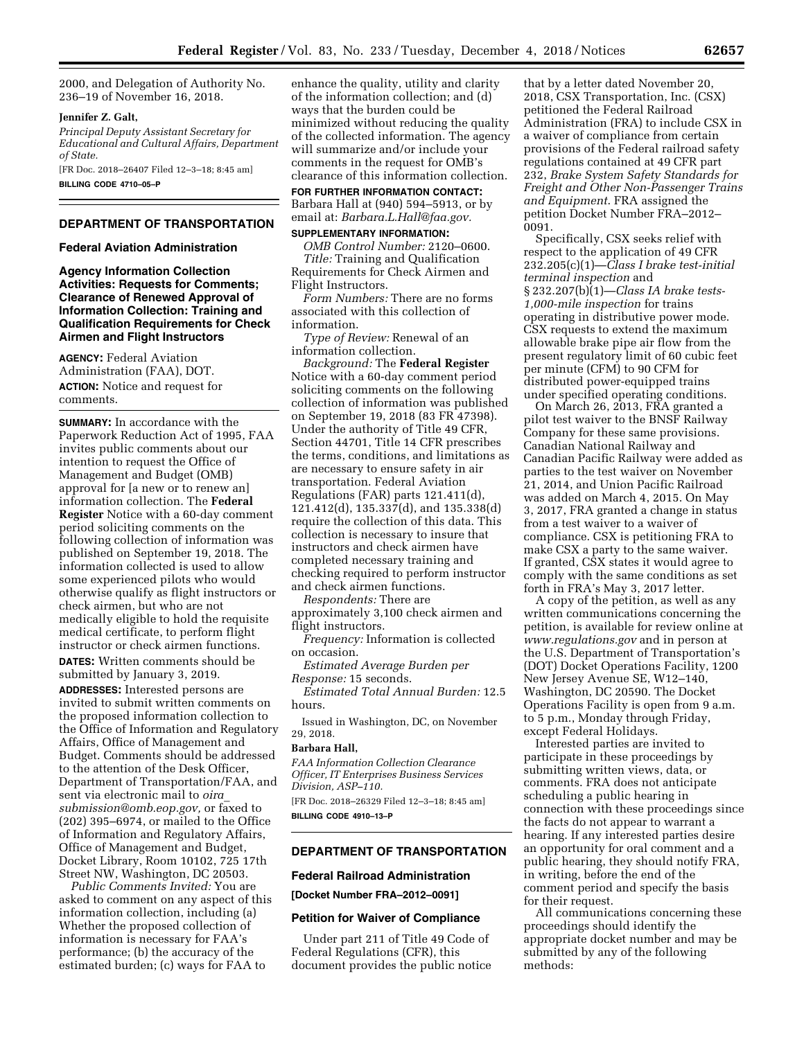2000, and Delegation of Authority No. 236–19 of November 16, 2018.

**Jennifer Z. Galt,**

*Principal Deputy Assistant Secretary for Educational and Cultural Affairs, Department of State.*

[FR Doc. 2018–26407 Filed 12–3–18; 8:45 am]

**BILLING CODE 4710–05–P**

## DEPARTMENT OF TRANSPORTATION

### Federal Aviation Administration

### Agency Information Collection Activities: Requests for Comments; Clearance of Renewed Approval of Information Collection: Training and Qualification Requirements for Check Airmen and Flight Instructors

**AGENCY:** Federal Aviation Administration (FAA), DOT.

**ACTION:** Notice and request for comments.

**SUMMARY:** In accordance with the Paperwork Reduction Act of 1995, FAA invites public comments about our intention to request the Office of Management and Budget (OMB) approval for [a new or to renew an] information collection. The **Federal Register** Notice with a 60-day comment period soliciting comments on the following collection of information was published on September 19, 2018. The information collected is used to allow some experienced pilots who would otherwise qualify as flight instructors or check airmen, but who are not medically eligible to hold the requisite medical certificate, to perform flight instructor or check airmen functions.

**DATES:** Written comments should be submitted by January 3, 2019.

**ADDRESSES:** Interested persons are invited to submit written comments on the proposed information collection to the Office of Information and Regulatory Affairs, Office of Management and Budget. Comments should be addressed to the attention of the Desk Officer, Department of Transportation/FAA, and sent via electronic mail to *oira_submission@omb.eop.gov,* or faxed to (202) 395–6974, or mailed to the Office of Information and Regulatory Affairs, Office of Management and Budget, Docket Library, Room 10102, 725 17th Street NW, Washington, DC 20503.

*Public Comments Invited:* You are asked to comment on any aspect of this information collection, including (a) Whether the proposed collection of information is necessary for FAA's performance; (b) the accuracy of the estimated burden; (c) ways for FAA to enhance the quality, utility and clarity of the information collection; and (d) ways that the burden could be minimized without reducing the quality of the collected information. The agency will summarize and/or include your comments in the request for OMB's clearance of this information collection.

**FOR FURTHER INFORMATION CONTACT:** Barbara Hall at (940) 594–5913, or by email at: *Barbara.L.Hall@faa.gov.*

**SUPPLEMENTARY INFORMATION:**

*OMB Control Number:* 2120–0600.

*Title:* Training and Qualification Requirements for Check Airmen and Flight Instructors.

*Form Numbers:* There are no forms associated with this collection of information.

*Type of Review:* Renewal of an information collection.

*Background:* The **Federal Register** Notice with a 60-day comment period soliciting comments on the following collection of information was published on September 19, 2018 (83 FR 47398). Under the authority of Title 49 CFR, Section 44701, Title 14 CFR prescribes the terms, conditions, and limitations as are necessary to ensure safety in air transportation. Federal Aviation Regulations (FAR) parts 121.411(d), 121.412(d), 135.337(d), and 135.338(d) require the collection of this data. This collection is necessary to insure that instructors and check airmen have completed necessary training and checking required to perform instructor and check airmen functions.

*Respondents:* There are approximately 3,100 check airmen and flight instructors.

*Frequency:* Information is collected on occasion.

*Estimated Average Burden per Response:* 15 seconds.

*Estimated Total Annual Burden:* 12.5 hours.

Issued in Washington, DC, on November 29, 2018.

**Barbara Hall,**

*FAA Information Collection Clearance Officer, IT Enterprises Business Services Division, ASP–110.*

[FR Doc. 2018–26329 Filed 12–3–18; 8:45 am]

**BILLING CODE 4910–13–P**

## DEPARTMENT OF TRANSPORTATION

### Federal Railroad Administration

**[Docket Number FRA–2012–0091]**

### Petition for Waiver of Compliance

Under part 211 of Title 49 Code of Federal Regulations (CFR), this document provides the public notice that by a letter dated November 20, 2018, CSX Transportation, Inc. (CSX) petitioned the Federal Railroad Administration (FRA) to include CSX in a waiver of compliance from certain provisions of the Federal railroad safety regulations contained at 49 CFR part 232, *Brake System Safety Standards for Freight and Other Non-Passenger Trains and Equipment.* FRA assigned the petition Docket Number FRA–2012–0091.

Specifically, CSX seeks relief with respect to the application of 49 CFR 232.205(c)(1)—*Class I brake test-initial terminal inspection* and § 232.207(b)(1)—*Class IA brake tests-1,000-mile inspection* for trains operating in distributive power mode. CSX requests to extend the maximum allowable brake pipe air flow from the present regulatory limit of 60 cubic feet per minute (CFM) to 90 CFM for distributed power-equipped trains under specified operating conditions.

On March 26, 2013, FRA granted a pilot test waiver to the BNSF Railway Company for these same provisions. Canadian National Railway and Canadian Pacific Railway were added as parties to the test waiver on November 21, 2014, and Union Pacific Railroad was added on March 4, 2015. On May 3, 2017, FRA granted a change in status from a test waiver to a waiver of compliance. CSX is petitioning FRA to make CSX a party to the same waiver. If granted, CSX states it would agree to comply with the same conditions as set forth in FRA's May 3, 2017 letter.

A copy of the petition, as well as any written communications concerning the petition, is available for review online at *www.regulations.gov* and in person at the U.S. Department of Transportation's (DOT) Docket Operations Facility, 1200 New Jersey Avenue SE, W12–140, Washington, DC 20590. The Docket Operations Facility is open from 9 a.m. to 5 p.m., Monday through Friday, except Federal Holidays.

Interested parties are invited to participate in these proceedings by submitting written views, data, or comments. FRA does not anticipate scheduling a public hearing in connection with these proceedings since the facts do not appear to warrant a hearing. If any interested parties desire an opportunity for oral comment and a public hearing, they should notify FRA, in writing, before the end of the comment period and specify the basis for their request.

All communications concerning these proceedings should identify the appropriate docket number and may be submitted by any of the following methods: